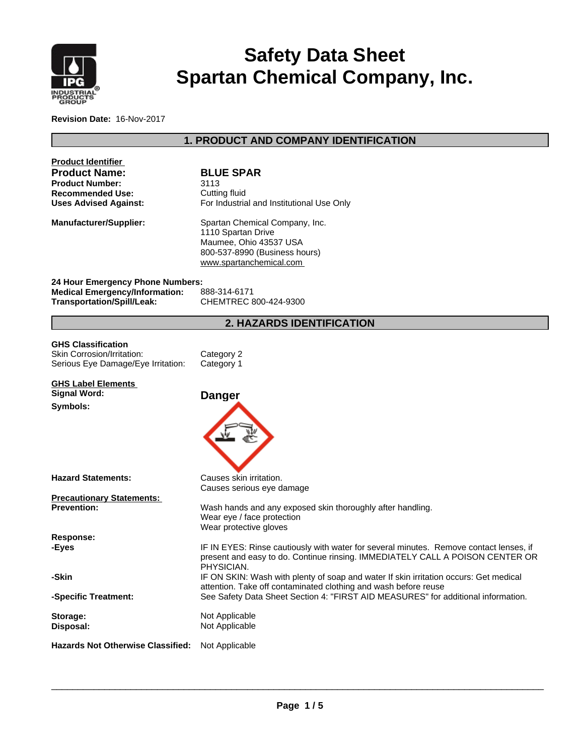# Safety Data Sheet
# Spartan Chemical Company, Inc.

**Revision Date:** 16-Nov-2017

## 1. PRODUCT AND COMPANY IDENTIFICATION

**Product Identifier**

| | |
|---|---|
| **Product Name:** | **BLUE SPAR** |
| **Product Number:** | 3113 |
| **Recommended Use:** | Cutting fluid |
| **Uses Advised Against:** | For Industrial and Institutional Use Only |
| **Manufacturer/Supplier:** | Spartan Chemical Company, Inc.<br>1110 Spartan Drive<br>Maumee, Ohio 43537 USA<br>800-537-8990 (Business hours)<br>www.spartanchemical.com |

**24 Hour Emergency Phone Numbers:**

| | |
|---|---|
| **Medical Emergency/Information:** | 888-314-6171 |
| **Transportation/Spill/Leak:** | CHEMTREC 800-424-9300 |

## 2. HAZARDS IDENTIFICATION

**GHS Classification**

| | |
|---|---|
| Skin Corrosion/Irritation: | Category 2 |
| Serious Eye Damage/Eye Irritation: | Category 1 |

**GHS Label Elements**

**Signal Word:** **Danger**

**Symbols:**

**Hazard Statements:**
Causes skin irritation.
Causes serious eye damage

**Precautionary Statements:**

**Prevention:**
Wash hands and any exposed skin thoroughly after handling.
Wear eye / face protection
Wear protective gloves

**Response:**

**-Eyes**
IF IN EYES: Rinse cautiously with water for several minutes. Remove contact lenses, if present and easy to do. Continue rinsing. IMMEDIATELY CALL A POISON CENTER OR PHYSICIAN.

**-Skin**
IF ON SKIN: Wash with plenty of soap and water If skin irritation occurs: Get medical attention. Take off contaminated clothing and wash before reuse

**-Specific Treatment:**
See Safety Data Sheet Section 4: "FIRST AID MEASURES" for additional information.

**Storage:** Not Applicable
**Disposal:** Not Applicable

**Hazards Not Otherwise Classified:** Not Applicable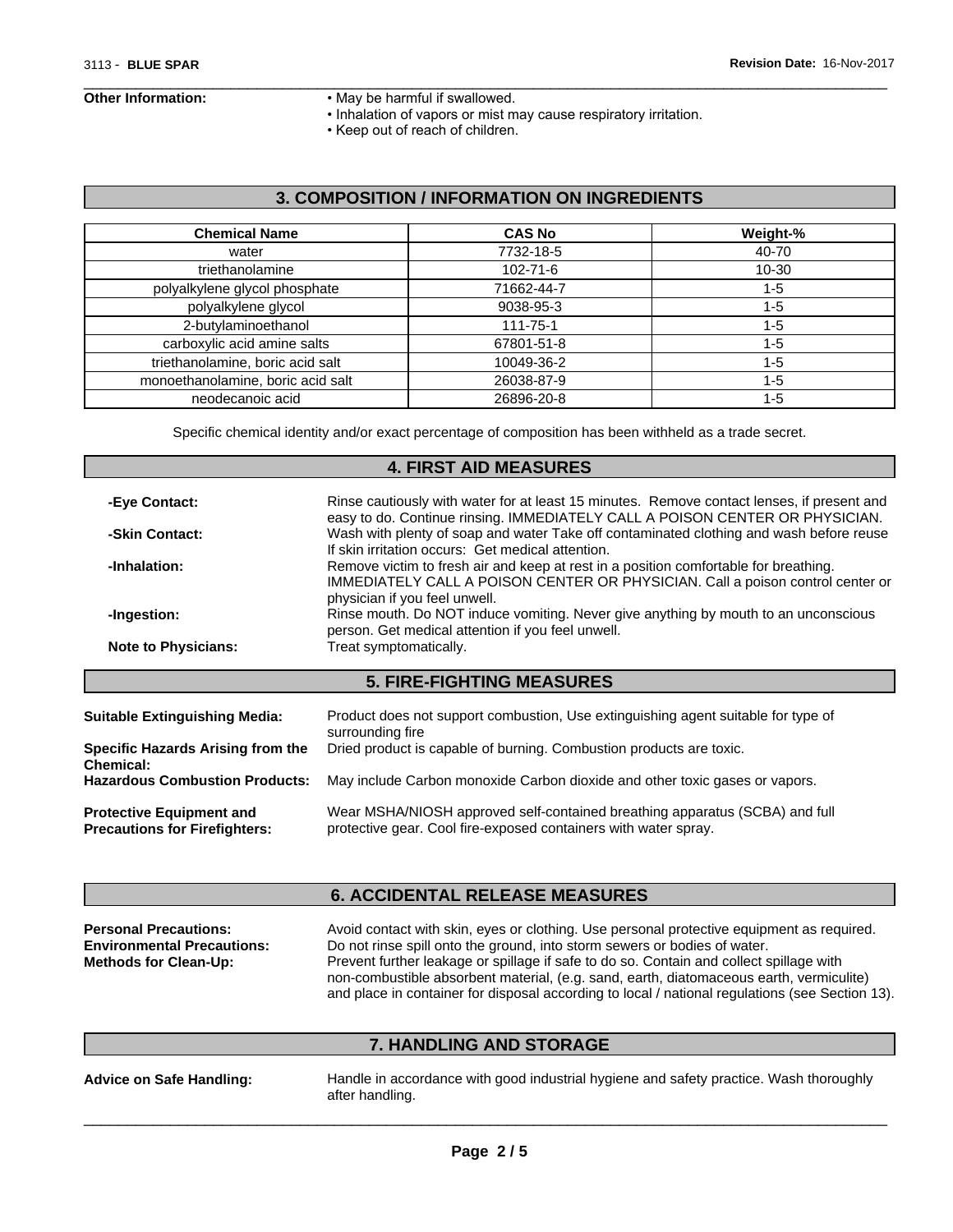**Other Information:**

- May be harmful if swallowed.
- Inhalation of vapors or mist may cause respiratory irritation.
- Keep out of reach of children.

## 3. COMPOSITION / INFORMATION ON INGREDIENTS

| Chemical Name | CAS No | Weight-% |
|---|---|---|
| water | 7732-18-5 | 40-70 |
| triethanolamine | 102-71-6 | 10-30 |
| polyalkylene glycol phosphate | 71662-44-7 | 1-5 |
| polyalkylene glycol | 9038-95-3 | 1-5 |
| 2-butylaminoethanol | 111-75-1 | 1-5 |
| carboxylic acid amine salts | 67801-51-8 | 1-5 |
| triethanolamine, boric acid salt | 10049-36-2 | 1-5 |
| monoethanolamine, boric acid salt | 26038-87-9 | 1-5 |
| neodecanoic acid | 26896-20-8 | 1-5 |

Specific chemical identity and/or exact percentage of composition has been withheld as a trade secret.

## 4. FIRST AID MEASURES

**-Eye Contact:** Rinse cautiously with water for at least 15 minutes. Remove contact lenses, if present and easy to do. Continue rinsing. IMMEDIATELY CALL A POISON CENTER OR PHYSICIAN.

**-Skin Contact:** Wash with plenty of soap and water Take off contaminated clothing and wash before reuse If skin irritation occurs: Get medical attention.

**-Inhalation:** Remove victim to fresh air and keep at rest in a position comfortable for breathing. IMMEDIATELY CALL A POISON CENTER OR PHYSICIAN. Call a poison control center or physician if you feel unwell.

**-Ingestion:** Rinse mouth. Do NOT induce vomiting. Never give anything by mouth to an unconscious person. Get medical attention if you feel unwell.

**Note to Physicians:** Treat symptomatically.

## 5. FIRE-FIGHTING MEASURES

**Suitable Extinguishing Media:** Product does not support combustion, Use extinguishing agent suitable for type of surrounding fire

**Specific Hazards Arising from the Chemical:** Dried product is capable of burning. Combustion products are toxic.

**Hazardous Combustion Products:** May include Carbon monoxide Carbon dioxide and other toxic gases or vapors.

**Protective Equipment and Precautions for Firefighters:** Wear MSHA/NIOSH approved self-contained breathing apparatus (SCBA) and full protective gear. Cool fire-exposed containers with water spray.

## 6. ACCIDENTAL RELEASE MEASURES

**Personal Precautions:** Avoid contact with skin, eyes or clothing. Use personal protective equipment as required.

**Environmental Precautions:** Do not rinse spill onto the ground, into storm sewers or bodies of water.

**Methods for Clean-Up:** Prevent further leakage or spillage if safe to do so. Contain and collect spillage with non-combustible absorbent material, (e.g. sand, earth, diatomaceous earth, vermiculite) and place in container for disposal according to local / national regulations (see Section 13).

## 7. HANDLING AND STORAGE

**Advice on Safe Handling:** Handle in accordance with good industrial hygiene and safety practice. Wash thoroughly after handling.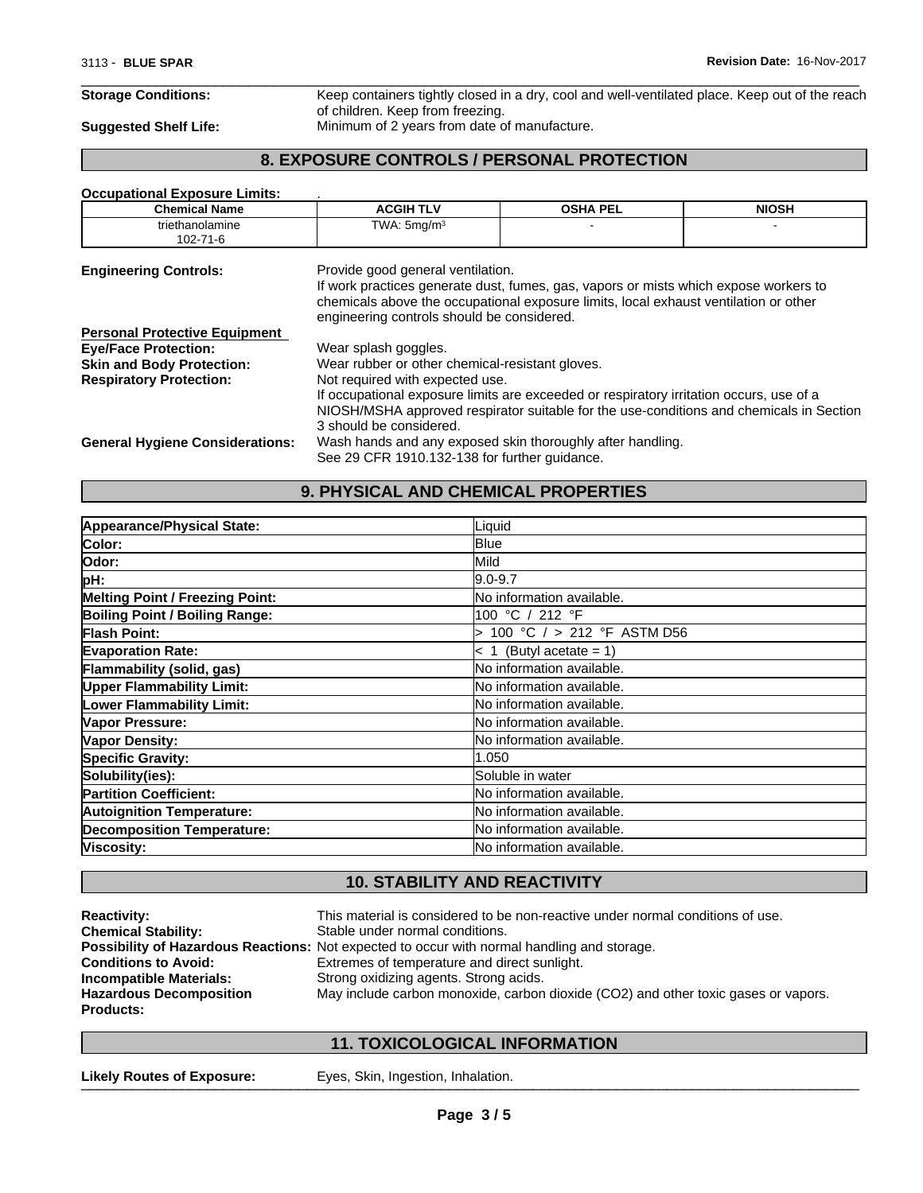**Storage Conditions:** Keep containers tightly closed in a dry, cool and well-ventilated place. Keep out of the reach of children. Keep from freezing.

**Suggested Shelf Life:** Minimum of 2 years from date of manufacture.

## 8. EXPOSURE CONTROLS / PERSONAL PROTECTION

**Occupational Exposure Limits:** .

| Chemical Name | ACGIH TLV | OSHA PEL | NIOSH |
|---|---|---|---|
| triethanolamine 102-71-6 | TWA: 5mg/m³ | - | - |

**Engineering Controls:** Provide good general ventilation.
If work practices generate dust, fumes, gas, vapors or mists which expose workers to chemicals above the occupational exposure limits, local exhaust ventilation or other engineering controls should be considered.

**Personal Protective Equipment**

**Eye/Face Protection:** Wear splash goggles.

**Skin and Body Protection:** Wear rubber or other chemical-resistant gloves.

**Respiratory Protection:** Not required with expected use.
If occupational exposure limits are exceeded or respiratory irritation occurs, use of a NIOSH/MSHA approved respirator suitable for the use-conditions and chemicals in Section 3 should be considered.

**General Hygiene Considerations:** Wash hands and any exposed skin thoroughly after handling.
See 29 CFR 1910.132-138 for further guidance.

## 9. PHYSICAL AND CHEMICAL PROPERTIES

| Property | Value |
|---|---|
| **Appearance/Physical State:** | Liquid |
| **Color:** | Blue |
| **Odor:** | Mild |
| **pH:** | 9.0-9.7 |
| **Melting Point / Freezing Point:** | No information available. |
| **Boiling Point / Boiling Range:** | 100 °C / 212 °F |
| **Flash Point:** | > 100 °C / > 212 °F ASTM D56 |
| **Evaporation Rate:** | < 1 (Butyl acetate = 1) |
| **Flammability (solid, gas)** | No information available. |
| **Upper Flammability Limit:** | No information available. |
| **Lower Flammability Limit:** | No information available. |
| **Vapor Pressure:** | No information available. |
| **Vapor Density:** | No information available. |
| **Specific Gravity:** | 1.050 |
| **Solubility(ies):** | Soluble in water |
| **Partition Coefficient:** | No information available. |
| **Autoignition Temperature:** | No information available. |
| **Decomposition Temperature:** | No information available. |
| **Viscosity:** | No information available. |

## 10. STABILITY AND REACTIVITY

**Reactivity:** This material is considered to be non-reactive under normal conditions of use.

**Chemical Stability:** Stable under normal conditions.

**Possibility of Hazardous Reactions:** Not expected to occur with normal handling and storage.

**Conditions to Avoid:** Extremes of temperature and direct sunlight.

**Incompatible Materials:** Strong oxidizing agents. Strong acids.

**Hazardous Decomposition Products:** May include carbon monoxide, carbon dioxide ($CO_2$) and other toxic gases or vapors.

## 11. TOXICOLOGICAL INFORMATION

**Likely Routes of Exposure:** Eyes, Skin, Ingestion, Inhalation.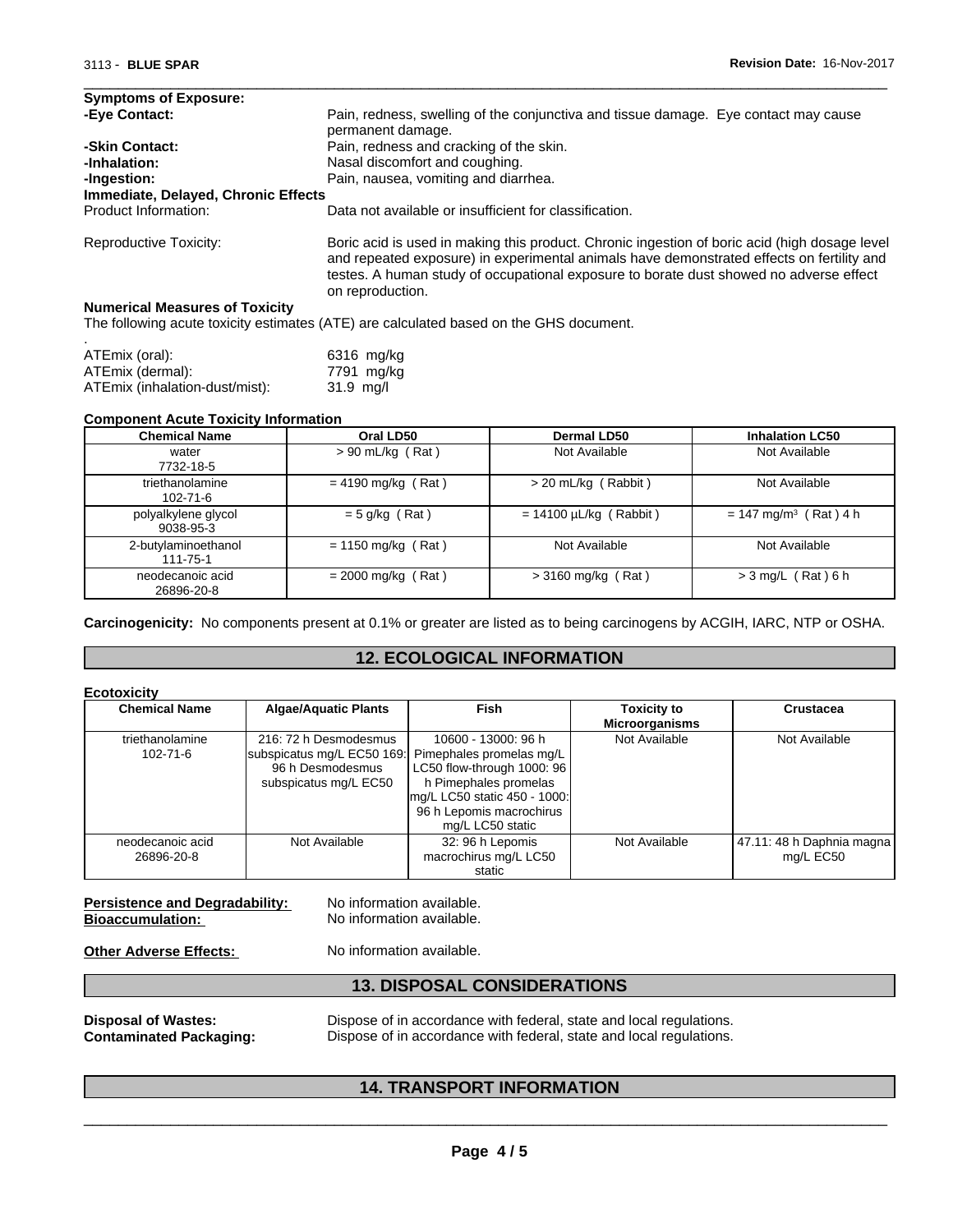**Symptoms of Exposure:**

| | |
|---|---|
| **-Eye Contact:** | Pain, redness, swelling of the conjunctiva and tissue damage. Eye contact may cause permanent damage. |
| **-Skin Contact:** | Pain, redness and cracking of the skin. |
| **-Inhalation:** | Nasal discomfort and coughing. |
| **-Ingestion:** | Pain, nausea, vomiting and diarrhea. |

**Immediate, Delayed, Chronic Effects**

| | |
|---|---|
| Product Information: | Data not available or insufficient for classification. |
| Reproductive Toxicity: | Boric acid is used in making this product. Chronic ingestion of boric acid (high dosage level and repeated exposure) in experimental animals have demonstrated effects on fertility and testes. A human study of occupational exposure to borate dust showed no adverse effect on reproduction. |

**Numerical Measures of Toxicity**

The following acute toxicity estimates (ATE) are calculated based on the GHS document.

.

| | |
|---|---|
| ATEmix (oral): | 6316 mg/kg |
| ATEmix (dermal): | 7791 mg/kg |
| ATEmix (inhalation-dust/mist): | 31.9 mg/l |

**Component Acute Toxicity Information**

| Chemical Name | Oral LD50 | Dermal LD50 | Inhalation LC50 |
|---|---|---|---|
| water<br>7732-18-5 | > 90 mL/kg ( Rat ) | Not Available | Not Available |
| triethanolamine<br>102-71-6 | = 4190 mg/kg ( Rat ) | > 20 mL/kg ( Rabbit ) | Not Available |
| polyalkylene glycol<br>9038-95-3 | = 5 g/kg ( Rat ) | = 14100 µL/kg ( Rabbit ) | = 147 mg/m³ ( Rat ) 4 h |
| 2-butylaminoethanol<br>111-75-1 | = 1150 mg/kg ( Rat ) | Not Available | Not Available |
| neodecanoic acid<br>26896-20-8 | = 2000 mg/kg ( Rat ) | > 3160 mg/kg ( Rat ) | > 3 mg/L ( Rat ) 6 h |

**Carcinogenicity:** No components present at 0.1% or greater are listed as to being carcinogens by ACGIH, IARC, NTP or OSHA.

## 12. ECOLOGICAL INFORMATION

**Ecotoxicity**

| Chemical Name | Algae/Aquatic Plants | Fish | Toxicity to Microorganisms | Crustacea |
|---|---|---|---|---|
| triethanolamine<br>102-71-6 | 216: 72 h Desmodesmus subspicatus mg/L EC50 169: 96 h Desmodesmus subspicatus mg/L EC50 | 10600 - 13000: 96 h Pimephales promelas mg/L LC50 flow-through 1000: 96 h Pimephales promelas mg/L LC50 static 450 - 1000: 96 h Lepomis macrochirus mg/L LC50 static | Not Available | Not Available |
| neodecanoic acid<br>26896-20-8 | Not Available | 32: 96 h Lepomis macrochirus mg/L LC50 static | Not Available | 47.11: 48 h Daphnia magna mg/L EC50 |

| | |
|---|---|
| **Persistence and Degradability:** | No information available. |
| **Bioaccumulation:** | No information available. |
| **Other Adverse Effects:** | No information available. |

## 13. DISPOSAL CONSIDERATIONS

| | |
|---|---|
| **Disposal of Wastes:** | Dispose of in accordance with federal, state and local regulations. |
| **Contaminated Packaging:** | Dispose of in accordance with federal, state and local regulations. |

## 14. TRANSPORT INFORMATION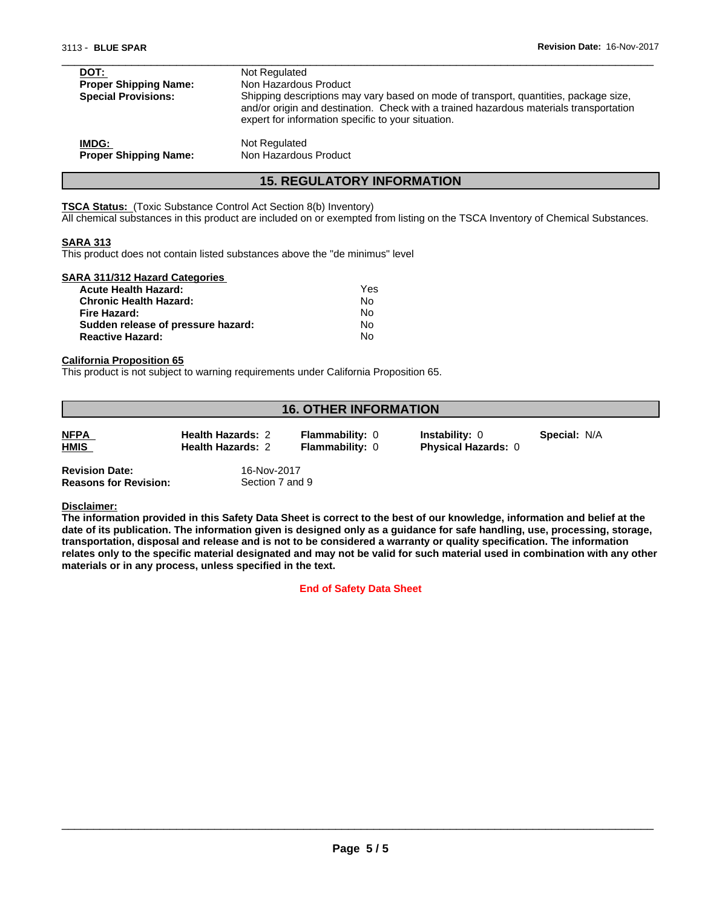| | |
|---|---|
| **DOT:** | Not Regulated |
| **Proper Shipping Name:** | Non Hazardous Product |
| **Special Provisions:** | Shipping descriptions may vary based on mode of transport, quantities, package size, and/or origin and destination. Check with a trained hazardous materials transportation expert for information specific to your situation. |

| | |
|---|---|
| **IMDG:** | Not Regulated |
| **Proper Shipping Name:** | Non Hazardous Product |

## 15. REGULATORY INFORMATION

**TSCA Status:** (Toxic Substance Control Act Section 8(b) Inventory)
All chemical substances in this product are included on or exempted from listing on the TSCA Inventory of Chemical Substances.

**SARA 313**
This product does not contain listed substances above the "de minimus" level

**SARA 311/312 Hazard Categories**

| | |
|---|---|
| **Acute Health Hazard:** | Yes |
| **Chronic Health Hazard:** | No |
| **Fire Hazard:** | No |
| **Sudden release of pressure hazard:** | No |
| **Reactive Hazard:** | No |

**California Proposition 65**
This product is not subject to warning requirements under California Proposition 65.

## 16. OTHER INFORMATION

| | | | | |
|---|---|---|---|---|
| **NFPA** | **Health Hazards:** 2 | **Flammability:** 0 | **Instability:** 0 | **Special:** N/A |
| **HMIS** | **Health Hazards:** 2 | **Flammability:** 0 | **Physical Hazards:** 0 | |

| | |
|---|---|
| **Revision Date:** | 16-Nov-2017 |
| **Reasons for Revision:** | Section 7 and 9 |

**Disclaimer:**
**The information provided in this Safety Data Sheet is correct to the best of our knowledge, information and belief at the date of its publication. The information given is designed only as a guidance for safe handling, use, processing, storage, transportation, disposal and release and is not to be considered a warranty or quality specification. The information relates only to the specific material designated and may not be valid for such material used in combination with any other materials or in any process, unless specified in the text.**

**End of Safety Data Sheet**